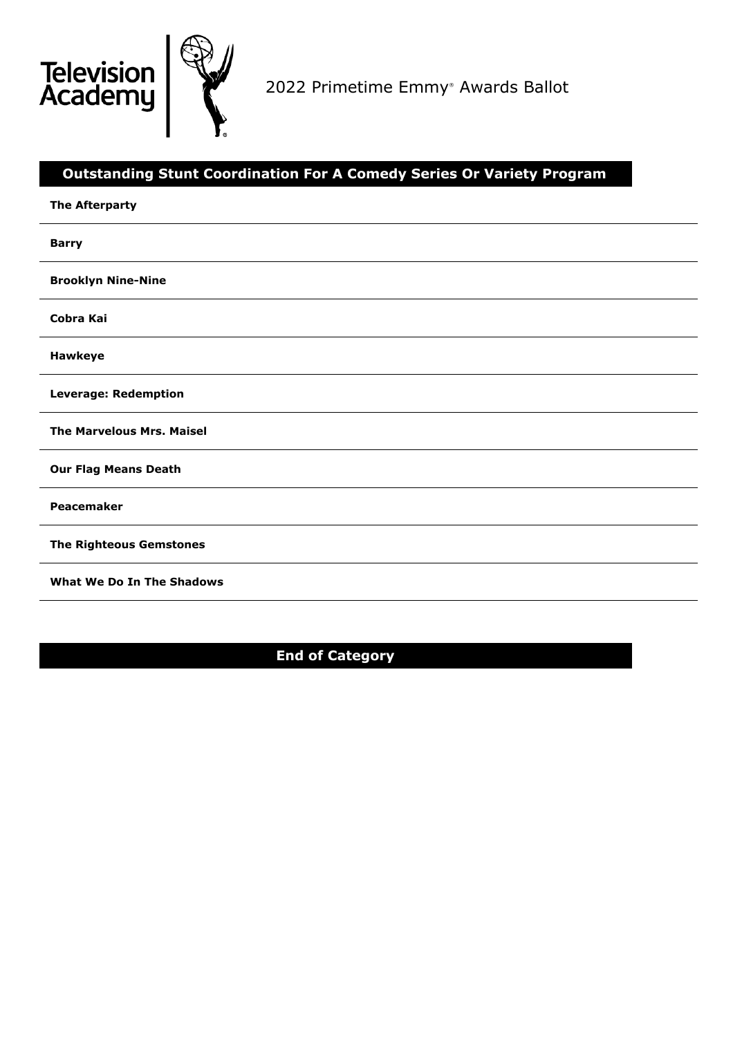Television Academy

2022 Primetime Emmy® Awards Ballot

## Outstanding Stunt Coordination For A Comedy Series Or Variety Program

**The Afterparty**

**Barry**

**Brooklyn Nine-Nine**

**Cobra Kai**

**Hawkeye**

**Leverage: Redemption**

**The Marvelous Mrs. Maisel**

**Our Flag Means Death**

**Peacemaker**

**The Righteous Gemstones**

**What We Do In The Shadows**

## End of Category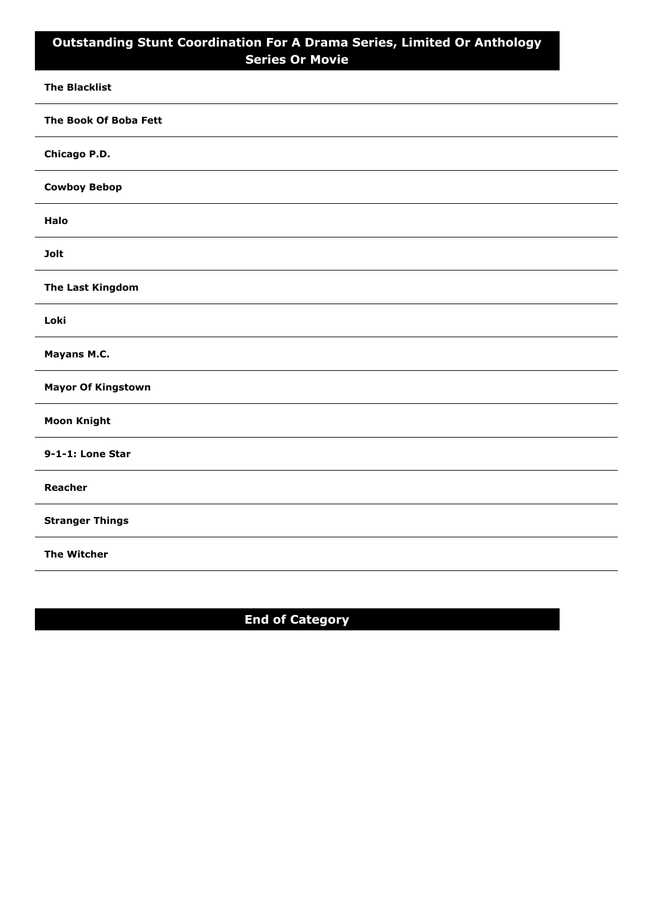## Outstanding Stunt Coordination For A Drama Series, Limited Or Anthology Series Or Movie

**The Blacklist**

**The Book Of Boba Fett**

**Chicago P.D.**

**Cowboy Bebop**

**Halo**

**Jolt**

**The Last Kingdom**

**Loki**

**Mayans M.C.**

**Mayor Of Kingstown**

**Moon Knight**

**9-1-1: Lone Star**

**Reacher**

**Stranger Things**

**The Witcher**

## End of Category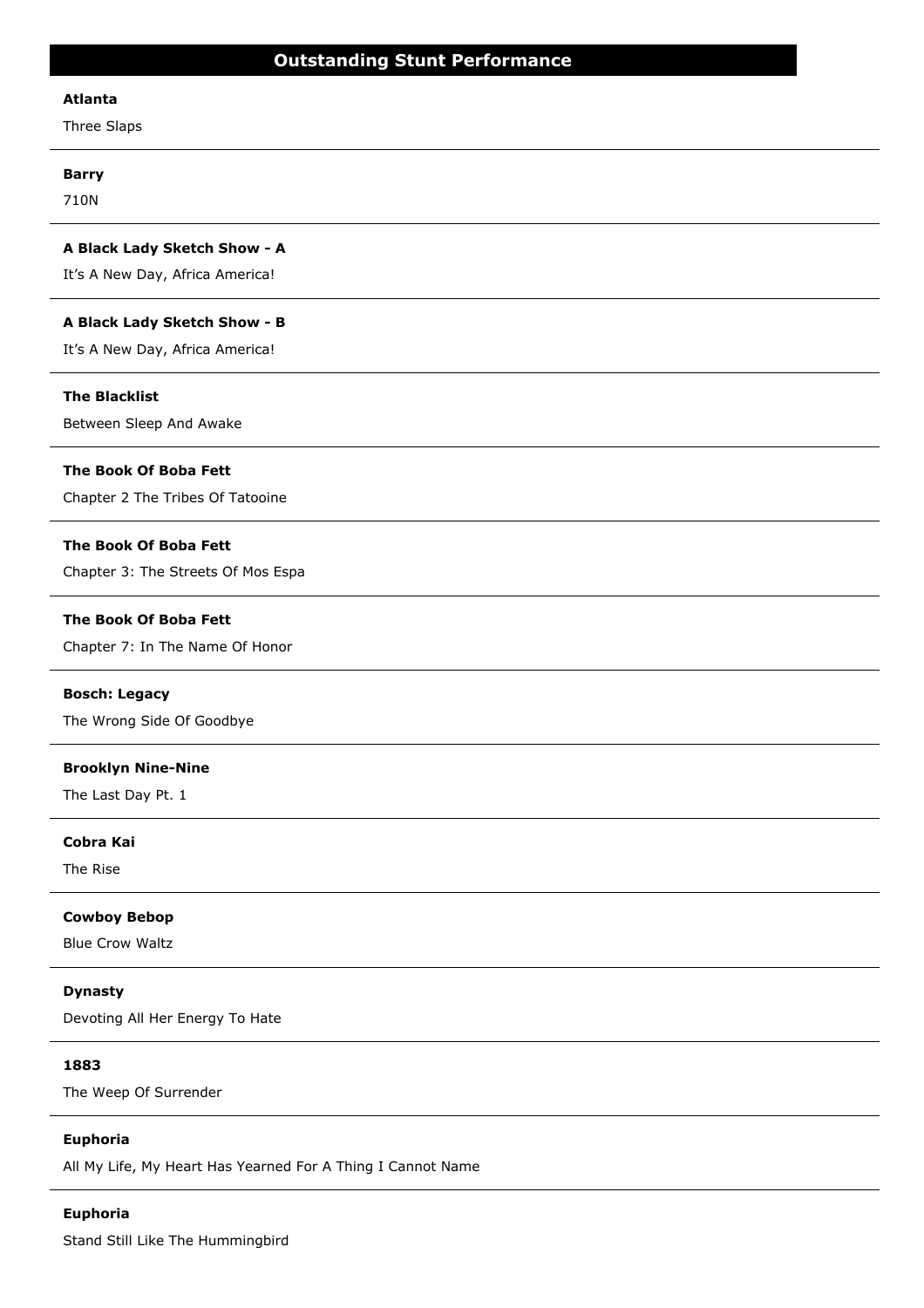## Outstanding Stunt Performance

**Atlanta**

Three Slaps

---

**Barry**

710N

---

**A Black Lady Sketch Show - A**

It's A New Day, Africa America!

---

**A Black Lady Sketch Show - B**

It's A New Day, Africa America!

---

**The Blacklist**

Between Sleep And Awake

---

**The Book Of Boba Fett**

Chapter 2 The Tribes Of Tatooine

---

**The Book Of Boba Fett**

Chapter 3: The Streets Of Mos Espa

---

**The Book Of Boba Fett**

Chapter 7: In The Name Of Honor

---

**Bosch: Legacy**

The Wrong Side Of Goodbye

---

**Brooklyn Nine-Nine**

The Last Day Pt. 1

---

**Cobra Kai**

The Rise

---

**Cowboy Bebop**

Blue Crow Waltz

---

**Dynasty**

Devoting All Her Energy To Hate

---

**1883**

The Weep Of Surrender

---

**Euphoria**

All My Life, My Heart Has Yearned For A Thing I Cannot Name

---

**Euphoria**

Stand Still Like The Hummingbird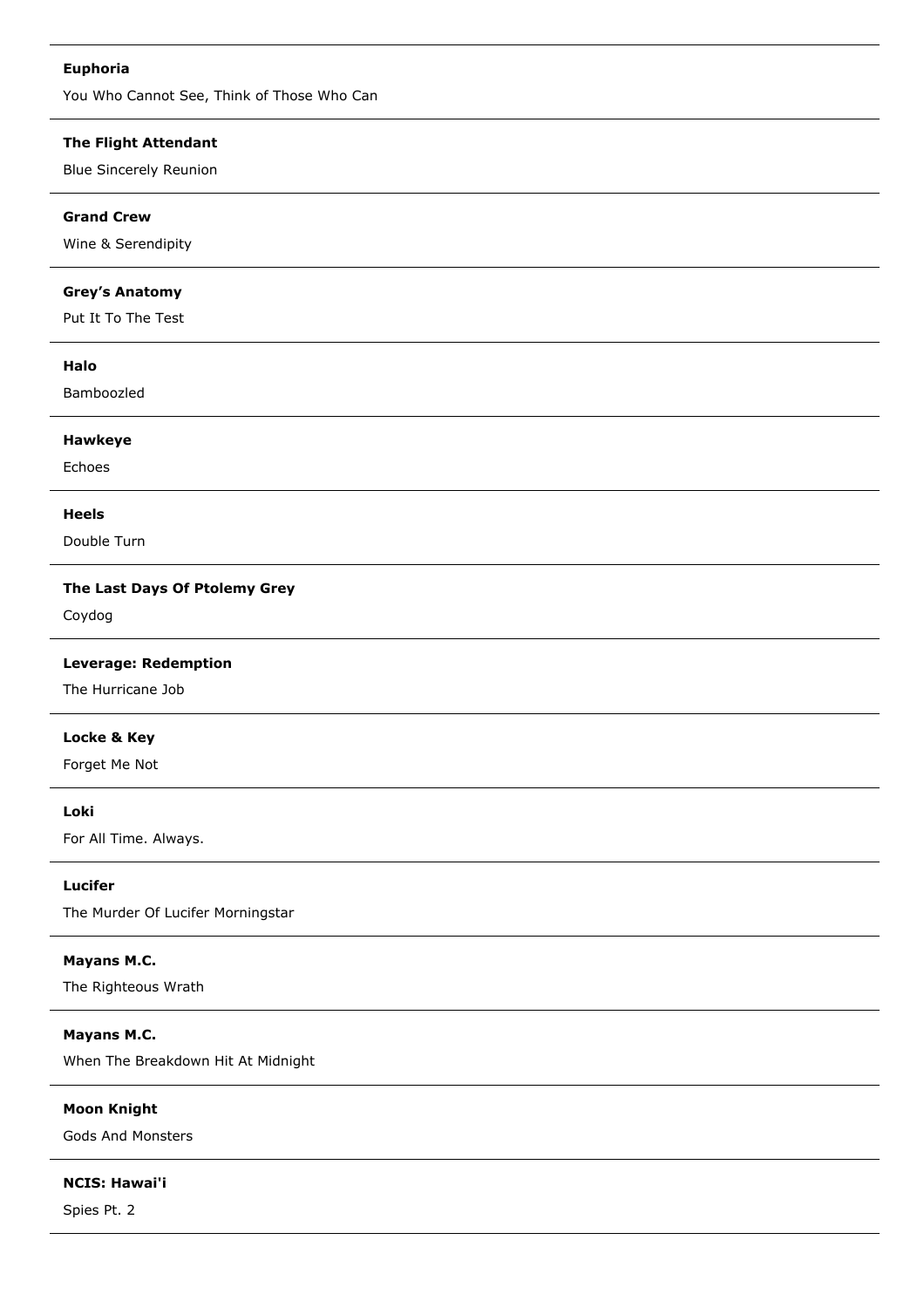**Euphoria**

You Who Cannot See, Think of Those Who Can

---

**The Flight Attendant**

Blue Sincerely Reunion

---

**Grand Crew**

Wine & Serendipity

---

**Grey's Anatomy**

Put It To The Test

---

**Halo**

Bamboozled

---

**Hawkeye**

Echoes

---

**Heels**

Double Turn

---

**The Last Days Of Ptolemy Grey**

Coydog

---

**Leverage: Redemption**

The Hurricane Job

---

**Locke & Key**

Forget Me Not

---

**Loki**

For All Time. Always.

---

**Lucifer**

The Murder Of Lucifer Morningstar

---

**Mayans M.C.**

The Righteous Wrath

---

**Mayans M.C.**

When The Breakdown Hit At Midnight

---

**Moon Knight**

Gods And Monsters

---

**NCIS: Hawai'i**

Spies Pt. 2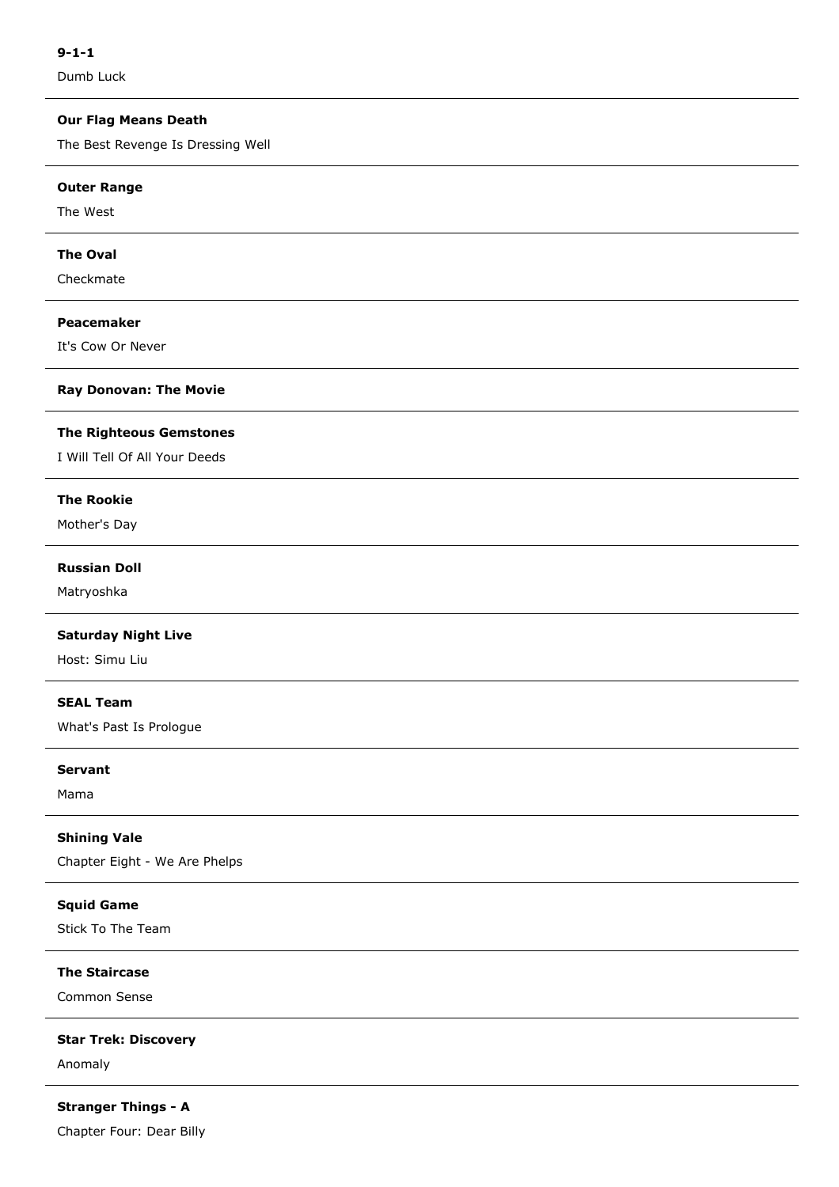**9-1-1**

Dumb Luck

---

**Our Flag Means Death**

The Best Revenge Is Dressing Well

---

**Outer Range**

The West

---

**The Oval**

Checkmate

---

**Peacemaker**

It's Cow Or Never

---

**Ray Donovan: The Movie**

---

**The Righteous Gemstones**

I Will Tell Of All Your Deeds

---

**The Rookie**

Mother's Day

---

**Russian Doll**

Matryoshka

---

**Saturday Night Live**

Host: Simu Liu

---

**SEAL Team**

What's Past Is Prologue

---

**Servant**

Mama

---

**Shining Vale**

Chapter Eight - We Are Phelps

---

**Squid Game**

Stick To The Team

---

**The Staircase**

Common Sense

---

**Star Trek: Discovery**

Anomaly

---

**Stranger Things - A**

Chapter Four: Dear Billy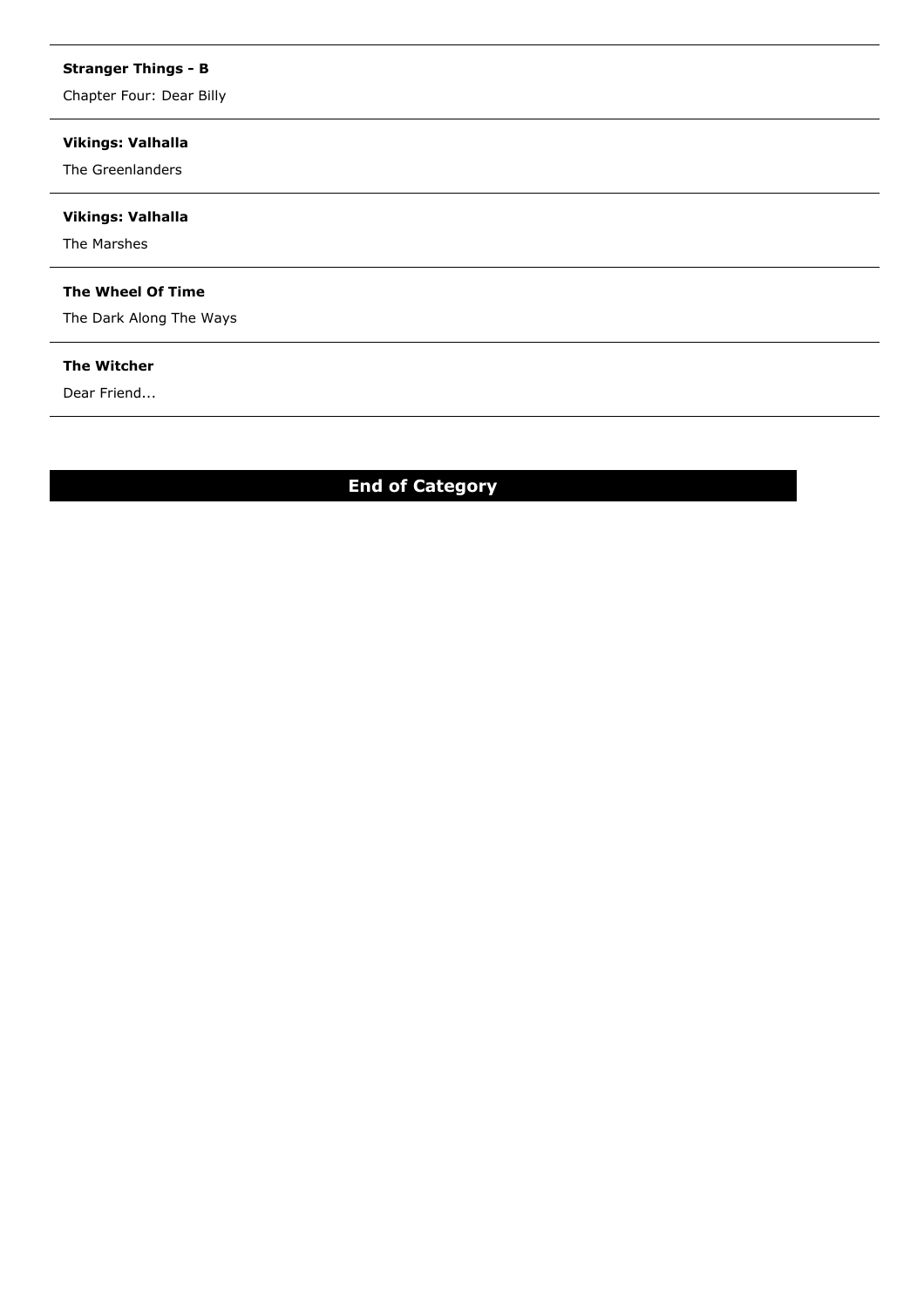**Stranger Things - B**

Chapter Four: Dear Billy

---

**Vikings: Valhalla**

The Greenlanders

---

**Vikings: Valhalla**

The Marshes

---

**The Wheel Of Time**

The Dark Along The Ways

---

**The Witcher**

Dear Friend...

---

**End of Category**